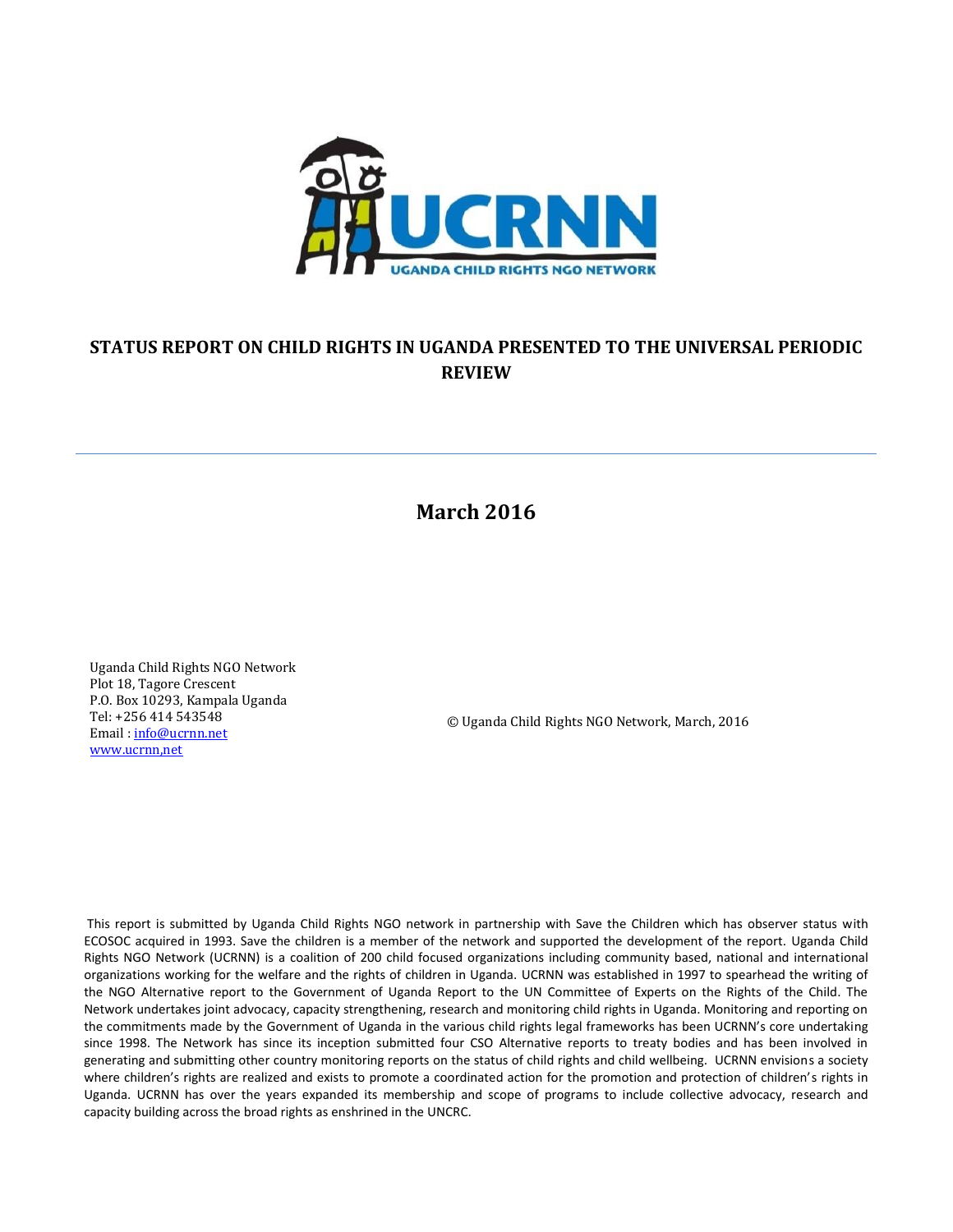UCRNN

UGANDA CHILD RIGHTS NGO NETWORK

# STATUS REPORT ON CHILD RIGHTS IN UGANDA PRESENTED TO THE UNIVERSAL PERIODIC REVIEW

---

## March 2016

Uganda Child Rights NGO Network  
Plot 18, Tagore Crescent  
P.O. Box 10293, Kampala Uganda  
Tel: +256 414 543548  
Email : info@ucrnn.net  
www.ucrnn,net

© Uganda Child Rights NGO Network, March, 2016

This report is submitted by Uganda Child Rights NGO network in partnership with Save the Children which has observer status with ECOSOC acquired in 1993. Save the children is a member of the network and supported the development of the report. Uganda Child Rights NGO Network (UCRNN) is a coalition of 200 child focused organizations including community based, national and international organizations working for the welfare and the rights of children in Uganda. UCRNN was established in 1997 to spearhead the writing of the NGO Alternative report to the Government of Uganda Report to the UN Committee of Experts on the Rights of the Child. The Network undertakes joint advocacy, capacity strengthening, research and monitoring child rights in Uganda. Monitoring and reporting on the commitments made by the Government of Uganda in the various child rights legal frameworks has been UCRNN's core undertaking since 1998. The Network has since its inception submitted four CSO Alternative reports to treaty bodies and has been involved in generating and submitting other country monitoring reports on the status of child rights and child wellbeing. UCRNN envisions a society where children's rights are realized and exists to promote a coordinated action for the promotion and protection of children's rights in Uganda. UCRNN has over the years expanded its membership and scope of programs to include collective advocacy, research and capacity building across the broad rights as enshrined in the UNCRC.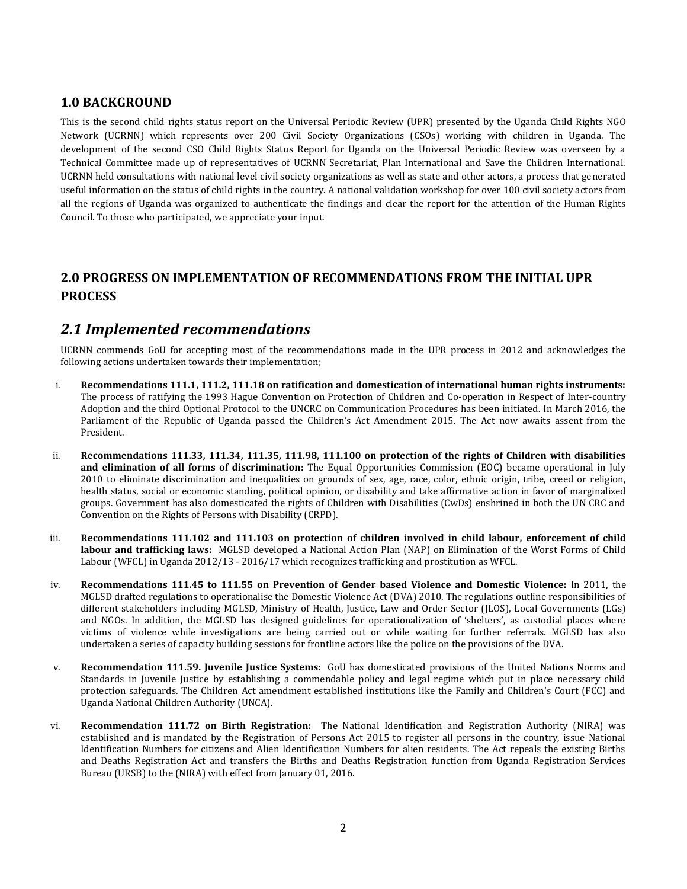## 1.0 BACKGROUND

This is the second child rights status report on the Universal Periodic Review (UPR) presented by the Uganda Child Rights NGO Network (UCRNN) which represents over 200 Civil Society Organizations (CSOs) working with children in Uganda. The development of the second CSO Child Rights Status Report for Uganda on the Universal Periodic Review was overseen by a Technical Committee made up of representatives of UCRNN Secretariat, Plan International and Save the Children International. UCRNN held consultations with national level civil society organizations as well as state and other actors, a process that generated useful information on the status of child rights in the country. A national validation workshop for over 100 civil society actors from all the regions of Uganda was organized to authenticate the findings and clear the report for the attention of the Human Rights Council. To those who participated, we appreciate your input.

## 2.0 PROGRESS ON IMPLEMENTATION OF RECOMMENDATIONS FROM THE INITIAL UPR PROCESS

## *2.1 Implemented recommendations*

UCRNN commends GoU for accepting most of the recommendations made in the UPR process in 2012 and acknowledges the following actions undertaken towards their implementation;

i. **Recommendations 111.1, 111.2, 111.18 on ratification and domestication of international human rights instruments:** The process of ratifying the 1993 Hague Convention on Protection of Children and Co-operation in Respect of Inter-country Adoption and the third Optional Protocol to the UNCRC on Communication Procedures has been initiated. In March 2016, the Parliament of the Republic of Uganda passed the Children's Act Amendment 2015. The Act now awaits assent from the President.

ii. **Recommendations 111.33, 111.34, 111.35, 111.98, 111.100 on protection of the rights of Children with disabilities and elimination of all forms of discrimination:** The Equal Opportunities Commission (EOC) became operational in July 2010 to eliminate discrimination and inequalities on grounds of sex, age, race, color, ethnic origin, tribe, creed or religion, health status, social or economic standing, political opinion, or disability and take affirmative action in favor of marginalized groups. Government has also domesticated the rights of Children with Disabilities (CwDs) enshrined in both the UN CRC and Convention on the Rights of Persons with Disability (CRPD).

iii. **Recommendations 111.102 and 111.103 on protection of children involved in child labour, enforcement of child labour and trafficking laws:** MGLSD developed a National Action Plan (NAP) on Elimination of the Worst Forms of Child Labour (WFCL) in Uganda 2012/13 - 2016/17 which recognizes trafficking and prostitution as WFCL.

iv. **Recommendations 111.45 to 111.55 on Prevention of Gender based Violence and Domestic Violence:** In 2011, the MGLSD drafted regulations to operationalise the Domestic Violence Act (DVA) 2010. The regulations outline responsibilities of different stakeholders including MGLSD, Ministry of Health, Justice, Law and Order Sector (JLOS), Local Governments (LGs) and NGOs. In addition, the MGLSD has designed guidelines for operationalization of 'shelters', as custodial places where victims of violence while investigations are being carried out or while waiting for further referrals. MGLSD has also undertaken a series of capacity building sessions for frontline actors like the police on the provisions of the DVA.

v. **Recommendation 111.59. Juvenile Justice Systems:** GoU has domesticated provisions of the United Nations Norms and Standards in Juvenile Justice by establishing a commendable policy and legal regime which put in place necessary child protection safeguards. The Children Act amendment established institutions like the Family and Children's Court (FCC) and Uganda National Children Authority (UNCA).

vi. **Recommendation 111.72 on Birth Registration:** The National Identification and Registration Authority (NIRA) was established and is mandated by the Registration of Persons Act 2015 to register all persons in the country, issue National Identification Numbers for citizens and Alien Identification Numbers for alien residents. The Act repeals the existing Births and Deaths Registration Act and transfers the Births and Deaths Registration function from Uganda Registration Services Bureau (URSB) to the (NIRA) with effect from January 01, 2016.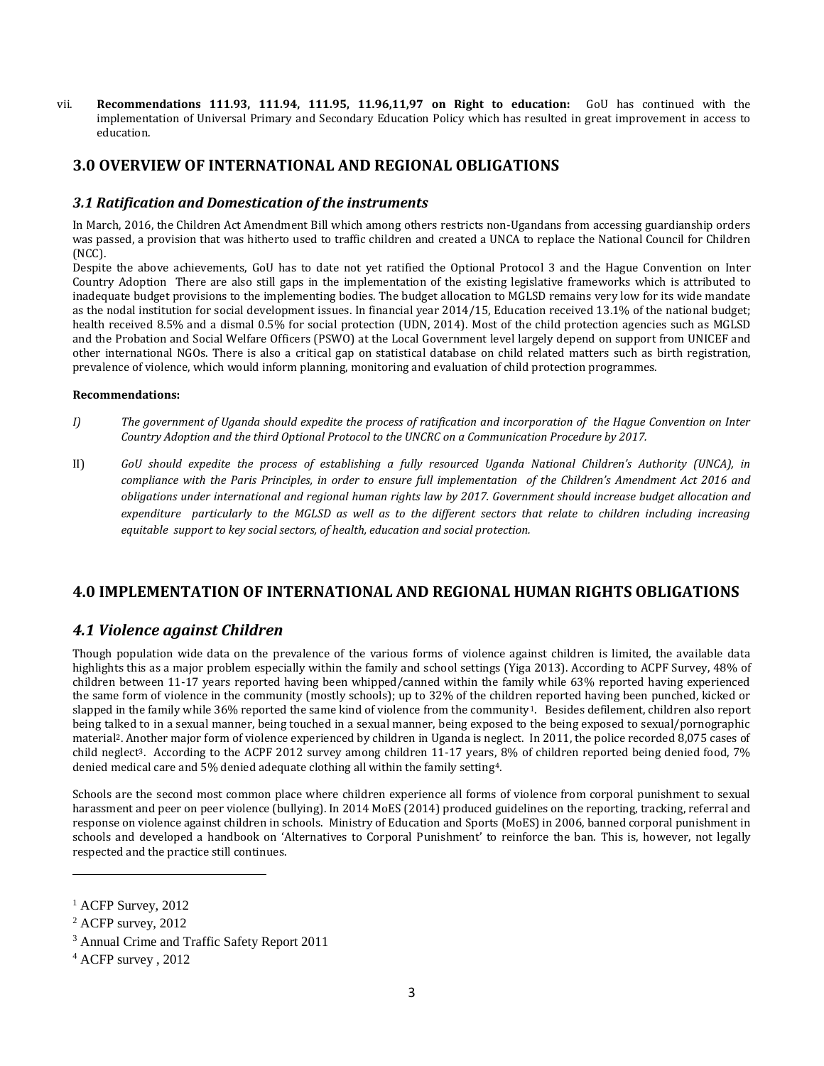vii. **Recommendations 111.93, 111.94, 111.95, 11.96,11,97 on Right to education:** GoU has continued with the implementation of Universal Primary and Secondary Education Policy which has resulted in great improvement in access to education.

## 3.0 OVERVIEW OF INTERNATIONAL AND REGIONAL OBLIGATIONS

### *3.1 Ratification and Domestication of the instruments*

In March, 2016, the Children Act Amendment Bill which among others restricts non-Ugandans from accessing guardianship orders was passed, a provision that was hitherto used to traffic children and created a UNCA to replace the National Council for Children (NCC).

Despite the above achievements, GoU has to date not yet ratified the Optional Protocol 3 and the Hague Convention on Inter Country Adoption There are also still gaps in the implementation of the existing legislative frameworks which is attributed to inadequate budget provisions to the implementing bodies. The budget allocation to MGLSD remains very low for its wide mandate as the nodal institution for social development issues. In financial year 2014/15, Education received 13.1% of the national budget; health received 8.5% and a dismal 0.5% for social protection (UDN, 2014). Most of the child protection agencies such as MGLSD and the Probation and Social Welfare Officers (PSWO) at the Local Government level largely depend on support from UNICEF and other international NGOs. There is also a critical gap on statistical database on child related matters such as birth registration, prevalence of violence, which would inform planning, monitoring and evaluation of child protection programmes.

**Recommendations:**

*I) The government of Uganda should expedite the process of ratification and incorporation of the Hague Convention on Inter Country Adoption and the third Optional Protocol to the UNCRC on a Communication Procedure by 2017.*

II) *GoU should expedite the process of establishing a fully resourced Uganda National Children's Authority (UNCA), in compliance with the Paris Principles, in order to ensure full implementation of the Children's Amendment Act 2016 and obligations under international and regional human rights law by 2017. Government should increase budget allocation and expenditure particularly to the MGLSD as well as to the different sectors that relate to children including increasing equitable support to key social sectors, of health, education and social protection.*

## 4.0 IMPLEMENTATION OF INTERNATIONAL AND REGIONAL HUMAN RIGHTS OBLIGATIONS

### *4.1 Violence against Children*

Though population wide data on the prevalence of the various forms of violence against children is limited, the available data highlights this as a major problem especially within the family and school settings (Yiga 2013). According to ACPF Survey, 48% of children between 11-17 years reported having been whipped/canned within the family while 63% reported having experienced the same form of violence in the community (mostly schools); up to 32% of the children reported having been punched, kicked or slapped in the family while 36% reported the same kind of violence from the community[1]. Besides defilement, children also report being talked to in a sexual manner, being touched in a sexual manner, being exposed to the being exposed to sexual/pornographic material[2]. Another major form of violence experienced by children in Uganda is neglect. In 2011, the police recorded 8,075 cases of child neglect[3]. According to the ACPF 2012 survey among children 11-17 years, 8% of children reported being denied food, 7% denied medical care and 5% denied adequate clothing all within the family setting[4].

Schools are the second most common place where children experience all forms of violence from corporal punishment to sexual harassment and peer on peer violence (bullying). In 2014 MoES (2014) produced guidelines on the reporting, tracking, referral and response on violence against children in schools. Ministry of Education and Sports (MoES) in 2006, banned corporal punishment in schools and developed a handbook on 'Alternatives to Corporal Punishment' to reinforce the ban. This is, however, not legally respected and the practice still continues.

---

[1] ACFP Survey, 2012

[2] ACFP survey, 2012

[3] Annual Crime and Traffic Safety Report 2011

[4] ACFP survey , 2012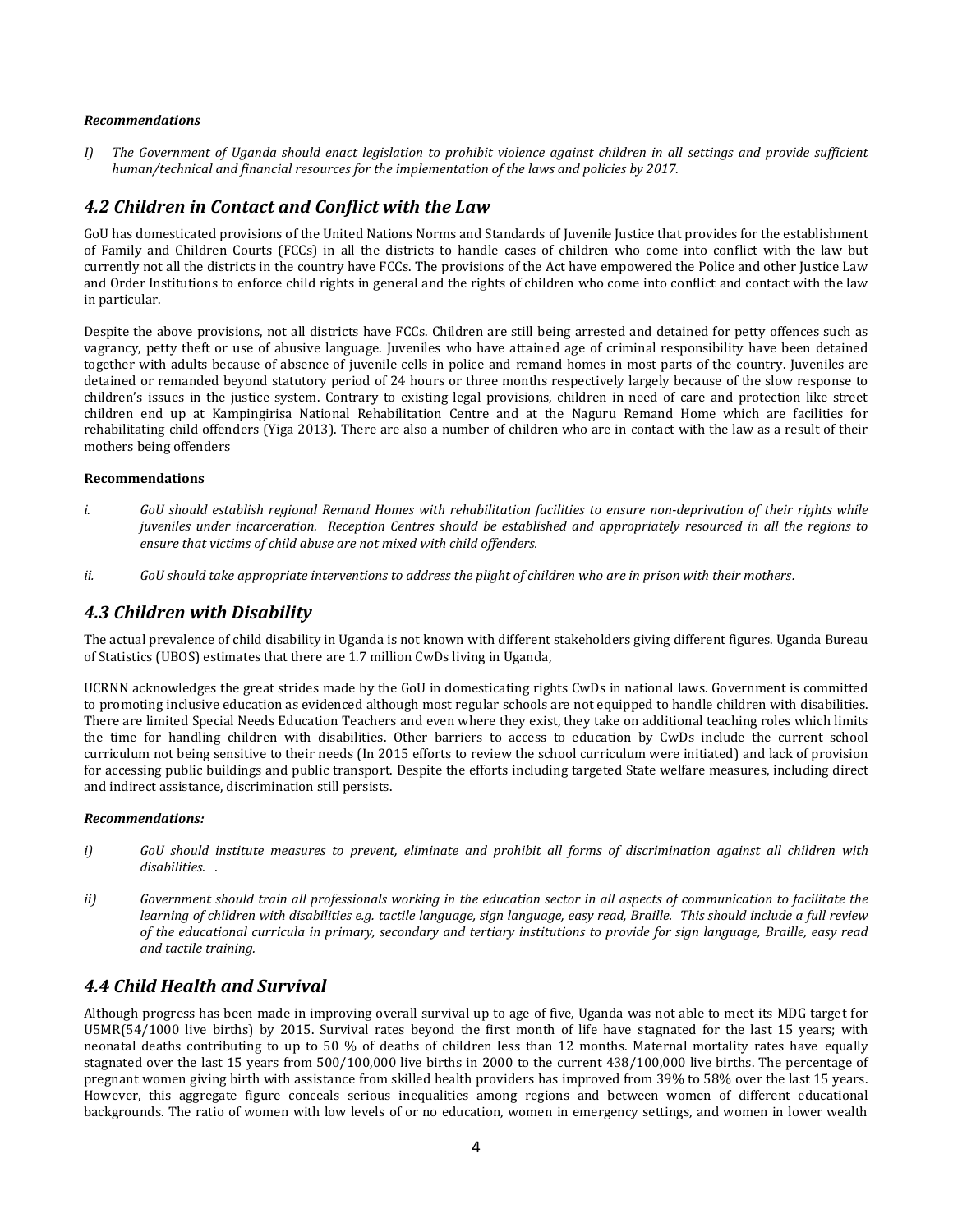***Recommendations***

*I) The Government of Uganda should enact legislation to prohibit violence against children in all settings and provide sufficient human/technical and financial resources for the implementation of the laws and policies by 2017.*

## *4.2 Children in Contact and Conflict with the Law*

GoU has domesticated provisions of the United Nations Norms and Standards of Juvenile Justice that provides for the establishment of Family and Children Courts (FCCs) in all the districts to handle cases of children who come into conflict with the law but currently not all the districts in the country have FCCs. The provisions of the Act have empowered the Police and other Justice Law and Order Institutions to enforce child rights in general and the rights of children who come into conflict and contact with the law in particular.

Despite the above provisions, not all districts have FCCs. Children are still being arrested and detained for petty offences such as vagrancy, petty theft or use of abusive language. Juveniles who have attained age of criminal responsibility have been detained together with adults because of absence of juvenile cells in police and remand homes in most parts of the country. Juveniles are detained or remanded beyond statutory period of 24 hours or three months respectively largely because of the slow response to children's issues in the justice system. Contrary to existing legal provisions, children in need of care and protection like street children end up at Kampingirisa National Rehabilitation Centre and at the Naguru Remand Home which are facilities for rehabilitating child offenders (Yiga 2013). There are also a number of children who are in contact with the law as a result of their mothers being offenders

**Recommendations**

*i. GoU should establish regional Remand Homes with rehabilitation facilities to ensure non-deprivation of their rights while juveniles under incarceration. Reception Centres should be established and appropriately resourced in all the regions to ensure that victims of child abuse are not mixed with child offenders.*

*ii. GoU should take appropriate interventions to address the plight of children who are in prison with their mothers.*

## *4.3 Children with Disability*

The actual prevalence of child disability in Uganda is not known with different stakeholders giving different figures. Uganda Bureau of Statistics (UBOS) estimates that there are 1.7 million CwDs living in Uganda,

UCRNN acknowledges the great strides made by the GoU in domesticating rights CwDs in national laws. Government is committed to promoting inclusive education as evidenced although most regular schools are not equipped to handle children with disabilities. There are limited Special Needs Education Teachers and even where they exist, they take on additional teaching roles which limits the time for handling children with disabilities. Other barriers to access to education by CwDs include the current school curriculum not being sensitive to their needs (In 2015 efforts to review the school curriculum were initiated) and lack of provision for accessing public buildings and public transport. Despite the efforts including targeted State welfare measures, including direct and indirect assistance, discrimination still persists.

***Recommendations:***

*i) GoU should institute measures to prevent, eliminate and prohibit all forms of discrimination against all children with disabilities. .*

*ii) Government should train all professionals working in the education sector in all aspects of communication to facilitate the learning of children with disabilities e.g. tactile language, sign language, easy read, Braille. This should include a full review of the educational curricula in primary, secondary and tertiary institutions to provide for sign language, Braille, easy read and tactile training.*

## *4.4 Child Health and Survival*

Although progress has been made in improving overall survival up to age of five, Uganda was not able to meet its MDG target for U5MR(54/1000 live births) by 2015. Survival rates beyond the first month of life have stagnated for the last 15 years; with neonatal deaths contributing to up to 50 % of deaths of children less than 12 months. Maternal mortality rates have equally stagnated over the last 15 years from 500/100,000 live births in 2000 to the current 438/100,000 live births. The percentage of pregnant women giving birth with assistance from skilled health providers has improved from 39% to 58% over the last 15 years. However, this aggregate figure conceals serious inequalities among regions and between women of different educational backgrounds. The ratio of women with low levels of or no education, women in emergency settings, and women in lower wealth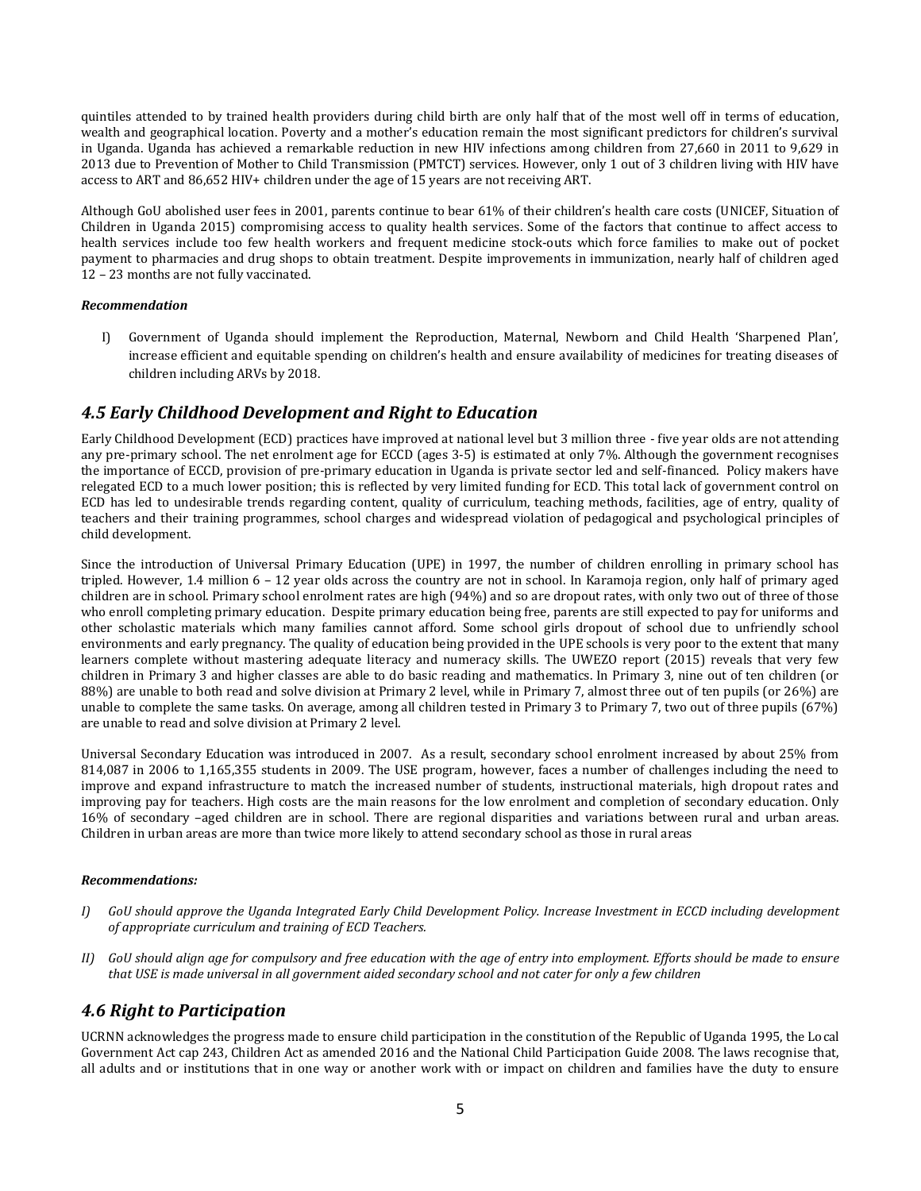quintiles attended to by trained health providers during child birth are only half that of the most well off in terms of education, wealth and geographical location. Poverty and a mother's education remain the most significant predictors for children's survival in Uganda. Uganda has achieved a remarkable reduction in new HIV infections among children from 27,660 in 2011 to 9,629 in 2013 due to Prevention of Mother to Child Transmission (PMTCT) services. However, only 1 out of 3 children living with HIV have access to ART and 86,652 HIV+ children under the age of 15 years are not receiving ART.

Although GoU abolished user fees in 2001, parents continue to bear 61% of their children's health care costs (UNICEF, Situation of Children in Uganda 2015) compromising access to quality health services. Some of the factors that continue to affect access to health services include too few health workers and frequent medicine stock-outs which force families to make out of pocket payment to pharmacies and drug shops to obtain treatment. Despite improvements in immunization, nearly half of children aged 12 – 23 months are not fully vaccinated.

***Recommendation***

I) Government of Uganda should implement the Reproduction, Maternal, Newborn and Child Health 'Sharpened Plan', increase efficient and equitable spending on children's health and ensure availability of medicines for treating diseases of children including ARVs by 2018.

## *4.5 Early Childhood Development and Right to Education*

Early Childhood Development (ECD) practices have improved at national level but 3 million three - five year olds are not attending any pre-primary school. The net enrolment age for ECCD (ages 3-5) is estimated at only 7%. Although the government recognises the importance of ECCD, provision of pre-primary education in Uganda is private sector led and self-financed. Policy makers have relegated ECD to a much lower position; this is reflected by very limited funding for ECD. This total lack of government control on ECD has led to undesirable trends regarding content, quality of curriculum, teaching methods, facilities, age of entry, quality of teachers and their training programmes, school charges and widespread violation of pedagogical and psychological principles of child development.

Since the introduction of Universal Primary Education (UPE) in 1997, the number of children enrolling in primary school has tripled. However, 1.4 million 6 – 12 year olds across the country are not in school. In Karamoja region, only half of primary aged children are in school. Primary school enrolment rates are high (94%) and so are dropout rates, with only two out of three of those who enroll completing primary education. Despite primary education being free, parents are still expected to pay for uniforms and other scholastic materials which many families cannot afford. Some school girls dropout of school due to unfriendly school environments and early pregnancy. The quality of education being provided in the UPE schools is very poor to the extent that many learners complete without mastering adequate literacy and numeracy skills. The UWEZO report (2015) reveals that very few children in Primary 3 and higher classes are able to do basic reading and mathematics. In Primary 3, nine out of ten children (or 88%) are unable to both read and solve division at Primary 2 level, while in Primary 7, almost three out of ten pupils (or 26%) are unable to complete the same tasks. On average, among all children tested in Primary 3 to Primary 7, two out of three pupils (67%) are unable to read and solve division at Primary 2 level.

Universal Secondary Education was introduced in 2007. As a result, secondary school enrolment increased by about 25% from 814,087 in 2006 to 1,165,355 students in 2009. The USE program, however, faces a number of challenges including the need to improve and expand infrastructure to match the increased number of students, instructional materials, high dropout rates and improving pay for teachers. High costs are the main reasons for the low enrolment and completion of secondary education. Only 16% of secondary –aged children are in school. There are regional disparities and variations between rural and urban areas. Children in urban areas are more than twice more likely to attend secondary school as those in rural areas

***Recommendations:***

*I) GoU should approve the Uganda Integrated Early Child Development Policy. Increase Investment in ECCD including development of appropriate curriculum and training of ECD Teachers.*

*II) GoU should align age for compulsory and free education with the age of entry into employment. Efforts should be made to ensure that USE is made universal in all government aided secondary school and not cater for only a few children*

## *4.6 Right to Participation*

UCRNN acknowledges the progress made to ensure child participation in the constitution of the Republic of Uganda 1995, the Local Government Act cap 243, Children Act as amended 2016 and the National Child Participation Guide 2008. The laws recognise that, all adults and or institutions that in one way or another work with or impact on children and families have the duty to ensure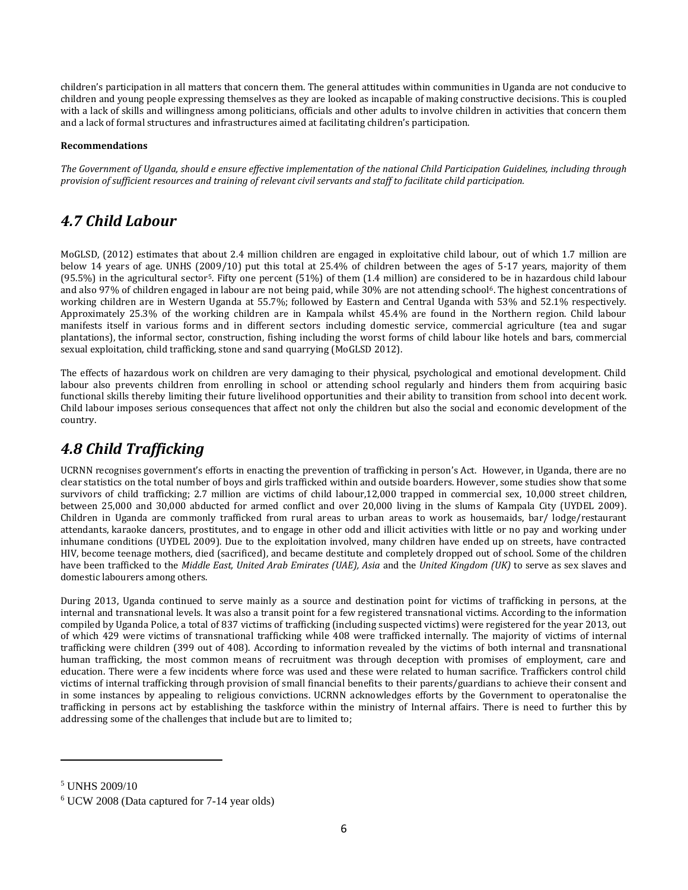children's participation in all matters that concern them. The general attitudes within communities in Uganda are not conducive to children and young people expressing themselves as they are looked as incapable of making constructive decisions. This is coupled with a lack of skills and willingness among politicians, officials and other adults to involve children in activities that concern them and a lack of formal structures and infrastructures aimed at facilitating children's participation.

**Recommendations**

*The Government of Uganda, should e ensure effective implementation of the national Child Participation Guidelines, including through provision of sufficient resources and training of relevant civil servants and staff to facilitate child participation.*

## *4.7 Child Labour*

MoGLSD, (2012) estimates that about 2.4 million children are engaged in exploitative child labour, out of which 1.7 million are below 14 years of age. UNHS (2009/10) put this total at 25.4% of children between the ages of 5-17 years, majority of them (95.5%) in the agricultural sector[5]. Fifty one percent (51%) of them (1.4 million) are considered to be in hazardous child labour and also 97% of children engaged in labour are not being paid, while 30% are not attending school[6]. The highest concentrations of working children are in Western Uganda at 55.7%; followed by Eastern and Central Uganda with 53% and 52.1% respectively. Approximately 25.3% of the working children are in Kampala whilst 45.4% are found in the Northern region. Child labour manifests itself in various forms and in different sectors including domestic service, commercial agriculture (tea and sugar plantations), the informal sector, construction, fishing including the worst forms of child labour like hotels and bars, commercial sexual exploitation, child trafficking, stone and sand quarrying (MoGLSD 2012).

The effects of hazardous work on children are very damaging to their physical, psychological and emotional development. Child labour also prevents children from enrolling in school or attending school regularly and hinders them from acquiring basic functional skills thereby limiting their future livelihood opportunities and their ability to transition from school into decent work. Child labour imposes serious consequences that affect not only the children but also the social and economic development of the country.

## *4.8 Child Trafficking*

UCRNN recognises government's efforts in enacting the prevention of trafficking in person's Act. However, in Uganda, there are no clear statistics on the total number of boys and girls trafficked within and outside boarders. However, some studies show that some survivors of child trafficking; 2.7 million are victims of child labour,12,000 trapped in commercial sex, 10,000 street children, between 25,000 and 30,000 abducted for armed conflict and over 20,000 living in the slums of Kampala City (UYDEL 2009). Children in Uganda are commonly trafficked from rural areas to urban areas to work as housemaids, bar/ lodge/restaurant attendants, karaoke dancers, prostitutes, and to engage in other odd and illicit activities with little or no pay and working under inhumane conditions (UYDEL 2009). Due to the exploitation involved, many children have ended up on streets, have contracted HIV, become teenage mothers, died (sacrificed), and became destitute and completely dropped out of school. Some of the children have been trafficked to the *Middle East, United Arab Emirates (UAE), Asia* and the *United Kingdom (UK)* to serve as sex slaves and domestic labourers among others.

During 2013, Uganda continued to serve mainly as a source and destination point for victims of trafficking in persons, at the internal and transnational levels. It was also a transit point for a few registered transnational victims. According to the information compiled by Uganda Police, a total of 837 victims of trafficking (including suspected victims) were registered for the year 2013, out of which 429 were victims of transnational trafficking while 408 were trafficked internally. The majority of victims of internal trafficking were children (399 out of 408). According to information revealed by the victims of both internal and transnational human trafficking, the most common means of recruitment was through deception with promises of employment, care and education. There were a few incidents where force was used and these were related to human sacrifice. Traffickers control child victims of internal trafficking through provision of small financial benefits to their parents/guardians to achieve their consent and in some instances by appealing to religious convictions. UCRNN acknowledges efforts by the Government to operatonalise the trafficking in persons act by establishing the taskforce within the ministry of Internal affairs. There is need to further this by addressing some of the challenges that include but are to limited to;

---

[5] UNHS 2009/10

[6] UCW 2008 (Data captured for 7-14 year olds)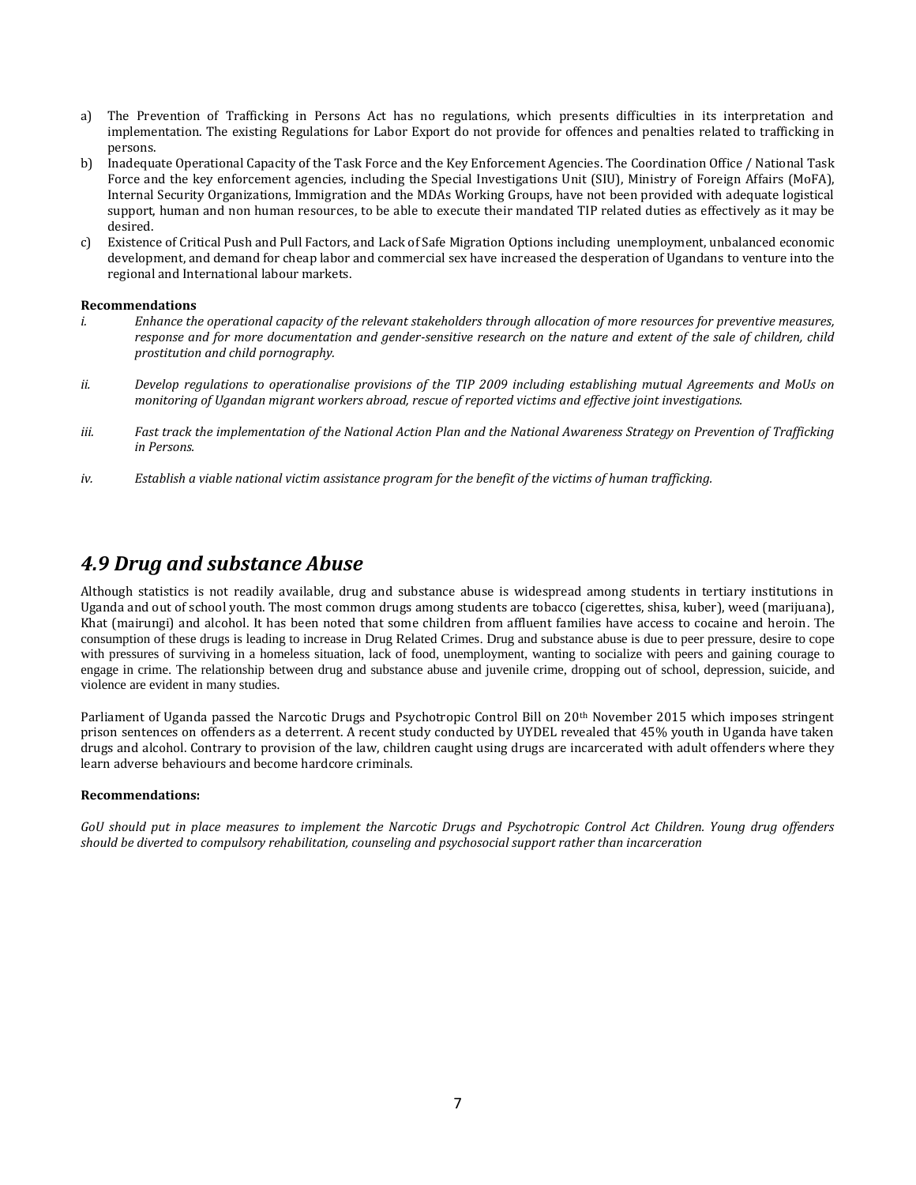a) The Prevention of Trafficking in Persons Act has no regulations, which presents difficulties in its interpretation and implementation. The existing Regulations for Labor Export do not provide for offences and penalties related to trafficking in persons.
b) Inadequate Operational Capacity of the Task Force and the Key Enforcement Agencies. The Coordination Office / National Task Force and the key enforcement agencies, including the Special Investigations Unit (SIU), Ministry of Foreign Affairs (MoFA), Internal Security Organizations, Immigration and the MDAs Working Groups, have not been provided with adequate logistical support, human and non human resources, to be able to execute their mandated TIP related duties as effectively as it may be desired.
c) Existence of Critical Push and Pull Factors, and Lack of Safe Migration Options including unemployment, unbalanced economic development, and demand for cheap labor and commercial sex have increased the desperation of Ugandans to venture into the regional and International labour markets.

**Recommendations**

i. *Enhance the operational capacity of the relevant stakeholders through allocation of more resources for preventive measures, response and for more documentation and gender-sensitive research on the nature and extent of the sale of children, child prostitution and child pornography.*

ii. *Develop regulations to operationalise provisions of the TIP 2009 including establishing mutual Agreements and MoUs on monitoring of Ugandan migrant workers abroad, rescue of reported victims and effective joint investigations.*

iii. *Fast track the implementation of the National Action Plan and the National Awareness Strategy on Prevention of Trafficking in Persons.*

iv. *Establish a viable national victim assistance program for the benefit of the victims of human trafficking.*

## *4.9 Drug and substance Abuse*

Although statistics is not readily available, drug and substance abuse is widespread among students in tertiary institutions in Uganda and out of school youth. The most common drugs among students are tobacco (cigerettes, shisa, kuber), weed (marijuana), Khat (mairungi) and alcohol. It has been noted that some children from affluent families have access to cocaine and heroin. The consumption of these drugs is leading to increase in Drug Related Crimes. Drug and substance abuse is due to peer pressure, desire to cope with pressures of surviving in a homeless situation, lack of food, unemployment, wanting to socialize with peers and gaining courage to engage in crime. The relationship between drug and substance abuse and juvenile crime, dropping out of school, depression, suicide, and violence are evident in many studies.

Parliament of Uganda passed the Narcotic Drugs and Psychotropic Control Bill on 20th November 2015 which imposes stringent prison sentences on offenders as a deterrent. A recent study conducted by UYDEL revealed that 45% youth in Uganda have taken drugs and alcohol. Contrary to provision of the law, children caught using drugs are incarcerated with adult offenders where they learn adverse behaviours and become hardcore criminals.

**Recommendations:**

*GoU should put in place measures to implement the Narcotic Drugs and Psychotropic Control Act Children. Young drug offenders should be diverted to compulsory rehabilitation, counseling and psychosocial support rather than incarceration*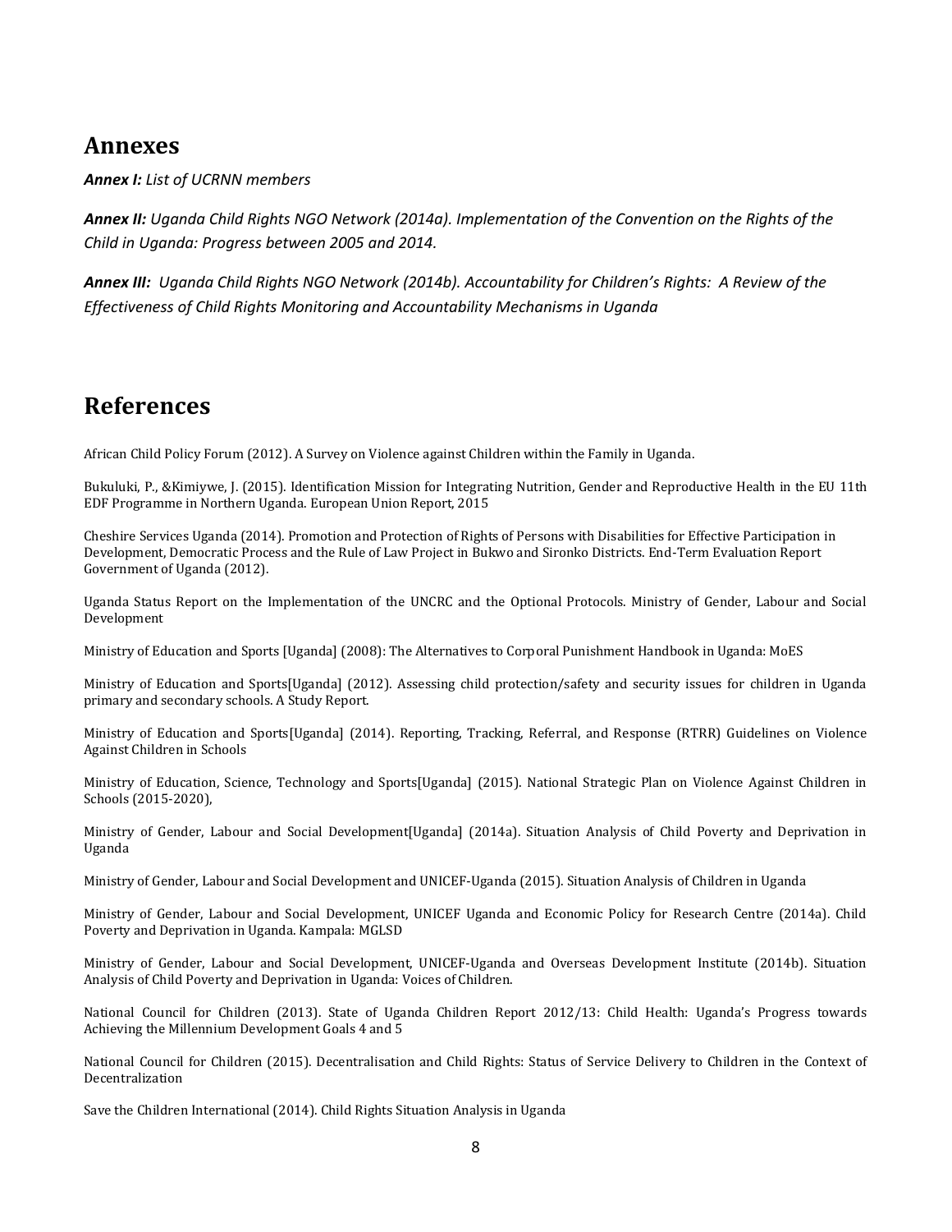## Annexes

***Annex I:*** *List of UCRNN members*

***Annex II:*** *Uganda Child Rights NGO Network (2014a). Implementation of the Convention on the Rights of the Child in Uganda: Progress between 2005 and 2014.*

***Annex III:*** *Uganda Child Rights NGO Network (2014b). Accountability for Children's Rights: A Review of the Effectiveness of Child Rights Monitoring and Accountability Mechanisms in Uganda*

## References

African Child Policy Forum (2012). A Survey on Violence against Children within the Family in Uganda.

Bukuluki, P., &Kimiywe, J. (2015). Identification Mission for Integrating Nutrition, Gender and Reproductive Health in the EU 11th EDF Programme in Northern Uganda. European Union Report, 2015

Cheshire Services Uganda (2014). Promotion and Protection of Rights of Persons with Disabilities for Effective Participation in Development, Democratic Process and the Rule of Law Project in Bukwo and Sironko Districts. End-Term Evaluation Report Government of Uganda (2012).

Uganda Status Report on the Implementation of the UNCRC and the Optional Protocols. Ministry of Gender, Labour and Social Development

Ministry of Education and Sports [Uganda] (2008): The Alternatives to Corporal Punishment Handbook in Uganda: MoES

Ministry of Education and Sports[Uganda] (2012). Assessing child protection/safety and security issues for children in Uganda primary and secondary schools. A Study Report.

Ministry of Education and Sports[Uganda] (2014). Reporting, Tracking, Referral, and Response (RTRR) Guidelines on Violence Against Children in Schools

Ministry of Education, Science, Technology and Sports[Uganda] (2015). National Strategic Plan on Violence Against Children in Schools (2015-2020),

Ministry of Gender, Labour and Social Development[Uganda] (2014a). Situation Analysis of Child Poverty and Deprivation in Uganda

Ministry of Gender, Labour and Social Development and UNICEF-Uganda (2015). Situation Analysis of Children in Uganda

Ministry of Gender, Labour and Social Development, UNICEF Uganda and Economic Policy for Research Centre (2014a). Child Poverty and Deprivation in Uganda. Kampala: MGLSD

Ministry of Gender, Labour and Social Development, UNICEF-Uganda and Overseas Development Institute (2014b). Situation Analysis of Child Poverty and Deprivation in Uganda: Voices of Children.

National Council for Children (2013). State of Uganda Children Report 2012/13: Child Health: Uganda's Progress towards Achieving the Millennium Development Goals 4 and 5

National Council for Children (2015). Decentralisation and Child Rights: Status of Service Delivery to Children in the Context of Decentralization

Save the Children International (2014). Child Rights Situation Analysis in Uganda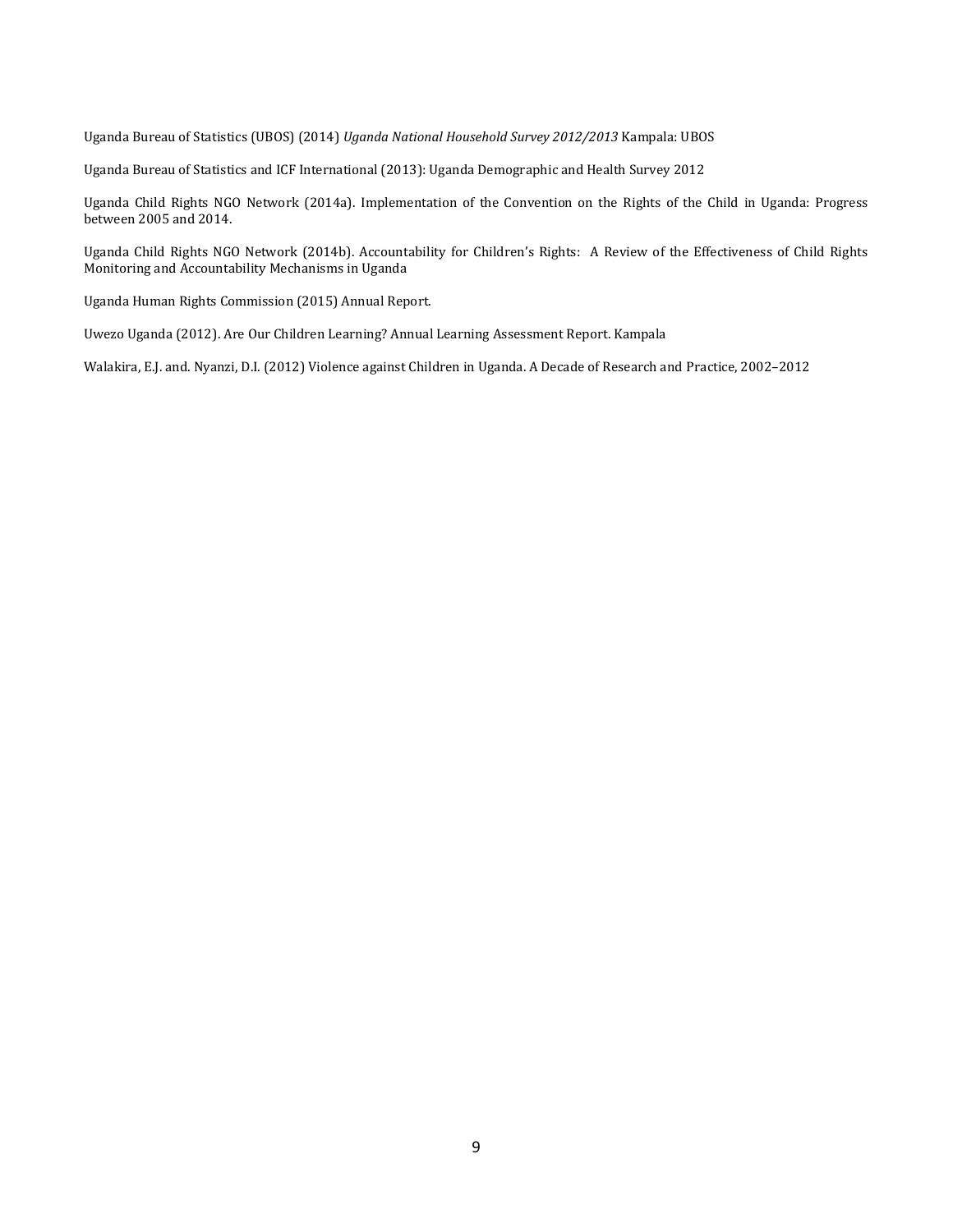Uganda Bureau of Statistics (UBOS) (2014) *Uganda National Household Survey 2012/2013* Kampala: UBOS

Uganda Bureau of Statistics and ICF International (2013): Uganda Demographic and Health Survey 2012

Uganda Child Rights NGO Network (2014a). Implementation of the Convention on the Rights of the Child in Uganda: Progress between 2005 and 2014.

Uganda Child Rights NGO Network (2014b). Accountability for Children's Rights: A Review of the Effectiveness of Child Rights Monitoring and Accountability Mechanisms in Uganda

Uganda Human Rights Commission (2015) Annual Report.

Uwezo Uganda (2012). Are Our Children Learning? Annual Learning Assessment Report. Kampala

Walakira, E.J. and. Nyanzi, D.I. (2012) Violence against Children in Uganda. A Decade of Research and Practice, 2002–2012